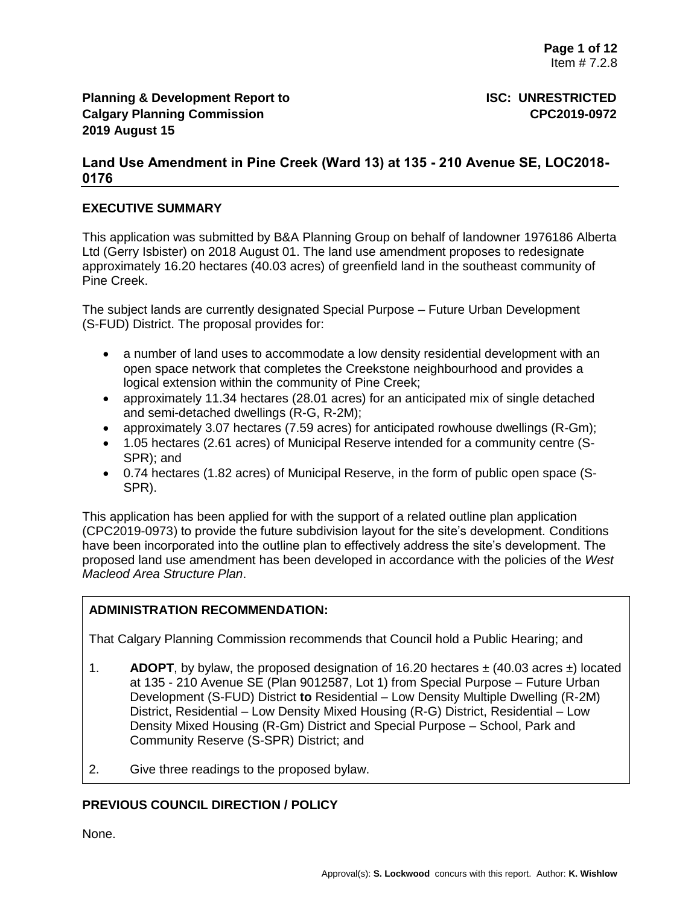**Planning & Development Report to Calgary Planning Commission 2019 August 15**

**ISC: UNRESTRICTED CPC2019-0972**

## Land Use Amendment in Pine Creek (Ward 13) at 135 - 210 Avenue SE, LOC2018-0176

### EXECUTIVE SUMMARY

This application was submitted by B&A Planning Group on behalf of landowner 1976186 Alberta Ltd (Gerry Isbister) on 2018 August 01. The land use amendment proposes to redesignate approximately 16.20 hectares (40.03 acres) of greenfield land in the southeast community of Pine Creek.

The subject lands are currently designated Special Purpose – Future Urban Development (S-FUD) District. The proposal provides for:

- a number of land uses to accommodate a low density residential development with an open space network that completes the Creekstone neighbourhood and provides a logical extension within the community of Pine Creek;
- approximately 11.34 hectares (28.01 acres) for an anticipated mix of single detached and semi-detached dwellings (R-G, R-2M);
- approximately 3.07 hectares (7.59 acres) for anticipated rowhouse dwellings (R-Gm);
- 1.05 hectares (2.61 acres) of Municipal Reserve intended for a community centre (S-SPR); and
- 0.74 hectares (1.82 acres) of Municipal Reserve, in the form of public open space (S-SPR).

This application has been applied for with the support of a related outline plan application (CPC2019-0973) to provide the future subdivision layout for the site's development. Conditions have been incorporated into the outline plan to effectively address the site's development. The proposed land use amendment has been developed in accordance with the policies of the *West Macleod Area Structure Plan*.

**ADMINISTRATION RECOMMENDATION:**

That Calgary Planning Commission recommends that Council hold a Public Hearing; and

1. **ADOPT**, by bylaw, the proposed designation of 16.20 hectares ± (40.03 acres ±) located at 135 - 210 Avenue SE (Plan 9012587, Lot 1) from Special Purpose – Future Urban Development (S-FUD) District **to** Residential – Low Density Multiple Dwelling (R-2M) District, Residential – Low Density Mixed Housing (R-G) District, Residential – Low Density Mixed Housing (R-Gm) District and Special Purpose – School, Park and Community Reserve (S-SPR) District; and
2. Give three readings to the proposed bylaw.

### PREVIOUS COUNCIL DIRECTION / POLICY

None.

Approval(s): **S. Lockwood** concurs with this report. Author: **K. Wishlow**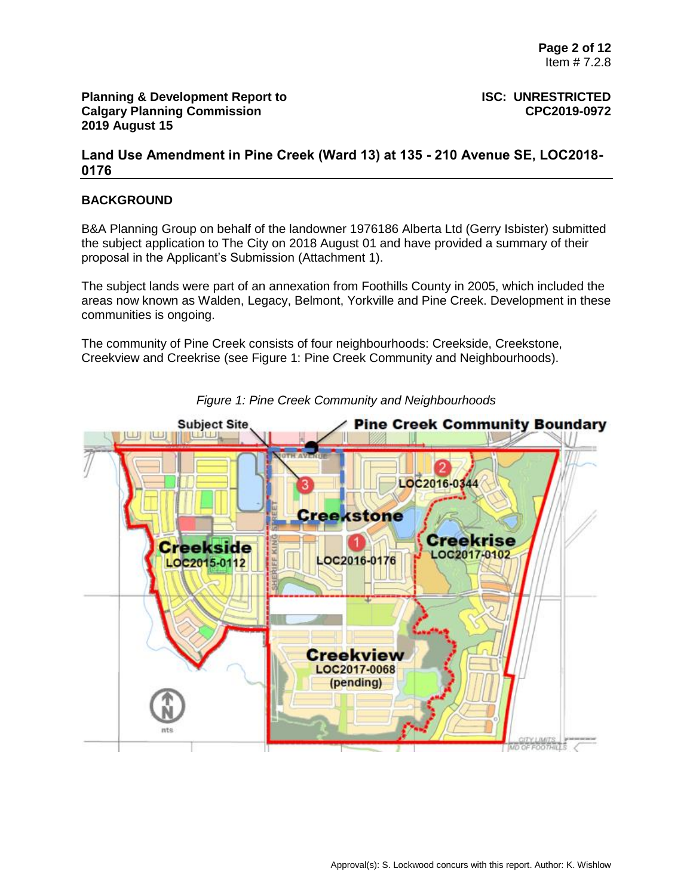## BACKGROUND

B&A Planning Group on behalf of the landowner 1976186 Alberta Ltd (Gerry Isbister) submitted the subject application to The City on 2018 August 01 and have provided a summary of their proposal in the Applicant's Submission (Attachment 1).

The subject lands were part of an annexation from Foothills County in 2005, which included the areas now known as Walden, Legacy, Belmont, Yorkville and Pine Creek. Development in these communities is ongoing.

The community of Pine Creek consists of four neighbourhoods: Creekside, Creekstone, Creekview and Creekrise (see Figure 1: Pine Creek Community and Neighbourhoods).

*Figure 1: Pine Creek Community and Neighbourhoods*

Subject Site

Pine Creek Community Boundary

Creekstone

Creekside
LOC2015-0112

LOC2016-0176

LOC2016-0344

Creekrise
LOC2017-0102

Creekview
LOC2017-0068
(pending)

Sheriff King Street

nts

City Limits
MD of Foothills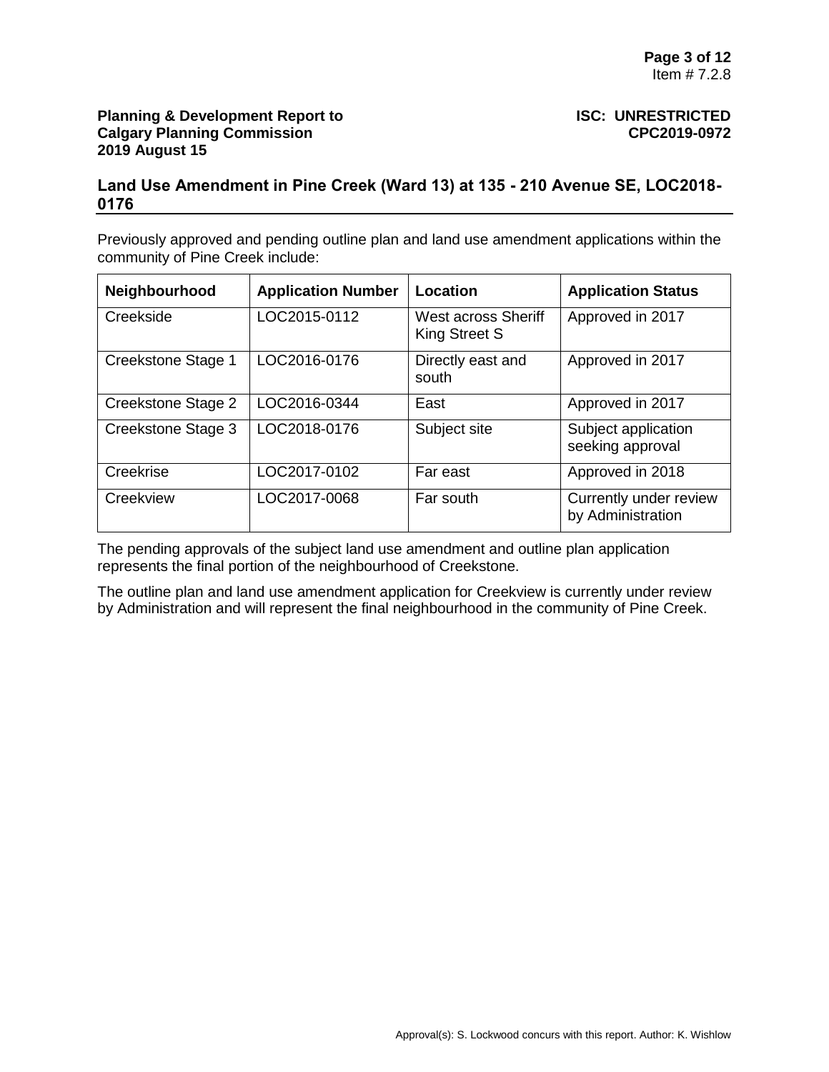## Land Use Amendment in Pine Creek (Ward 13) at 135 - 210 Avenue SE, LOC2018-0176

Previously approved and pending outline plan and land use amendment applications within the community of Pine Creek include:

| Neighbourhood | Application Number | Location | Application Status |
|---|---|---|---|
| Creekside | LOC2015-0112 | West across Sheriff King Street S | Approved in 2017 |
| Creekstone Stage 1 | LOC2016-0176 | Directly east and south | Approved in 2017 |
| Creekstone Stage 2 | LOC2016-0344 | East | Approved in 2017 |
| Creekstone Stage 3 | LOC2018-0176 | Subject site | Subject application seeking approval |
| Creekrise | LOC2017-0102 | Far east | Approved in 2018 |
| Creekview | LOC2017-0068 | Far south | Currently under review by Administration |

The pending approvals of the subject land use amendment and outline plan application represents the final portion of the neighbourhood of Creekstone.

The outline plan and land use amendment application for Creekview is currently under review by Administration and will represent the final neighbourhood in the community of Pine Creek.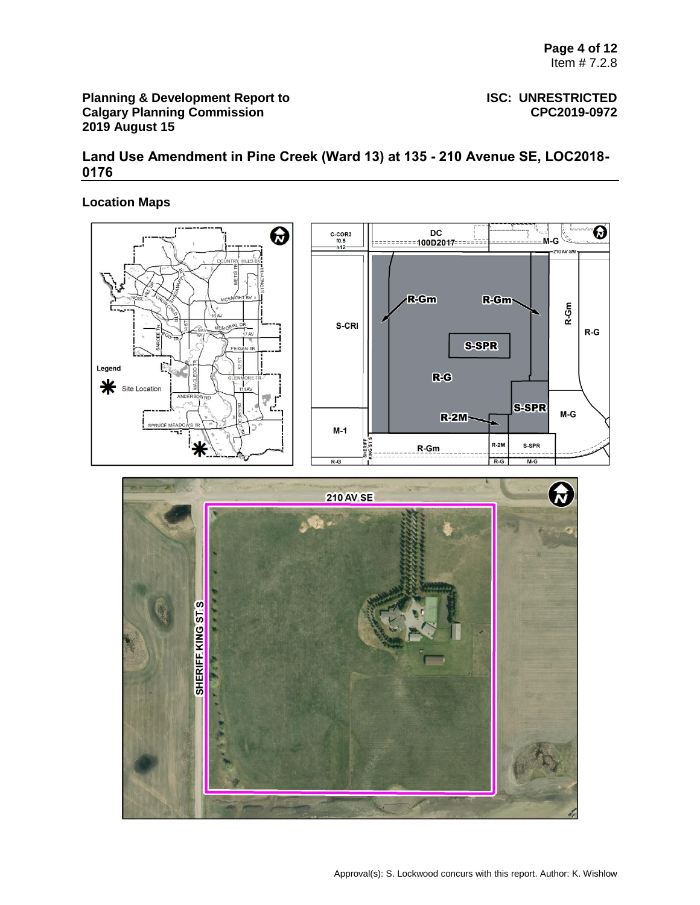**Planning & Development Report to Calgary Planning Commission**
**2019 August 15**

**ISC: UNRESTRICTED**
**CPC2019-0972**

## Land Use Amendment in Pine Creek (Ward 13) at 135 - 210 Avenue SE, LOC2018-0176

### Location Maps

COUNTRY HILLS BV
METIS TR
STONEY TR
NOSE
SHAGANAPPI TR
CROWCHILD TR
MCKNIGHT BV
16 AV
14 ST
MEMORIAL DR
SARCEE TR
BOW TR
8AV
4AV
17 AV
PEIGAN TR
52 ST
MACLEOD TR
GLENMORE TR
114 AV
ANDERSON RD
DEERFOOT TR
SPRUCE MEADOWS TR

Legend
Site Location

C-COR3 f0.5 h12
DC 100D2017
M-G
210 AV SW
R-Gm
R-Gm
R-Gm
S-CRI
R-G
S-SPR
R-G
S-SPR
M-G
R-2M
M-1
SHERIFF KING ST S
R-Gm
R-2M
S-SPR
R-G
R-G
M-G

210 AV SE
SHERIFF KING ST S

Approval(s): S. Lockwood concurs with this report. Author: K. Wishlow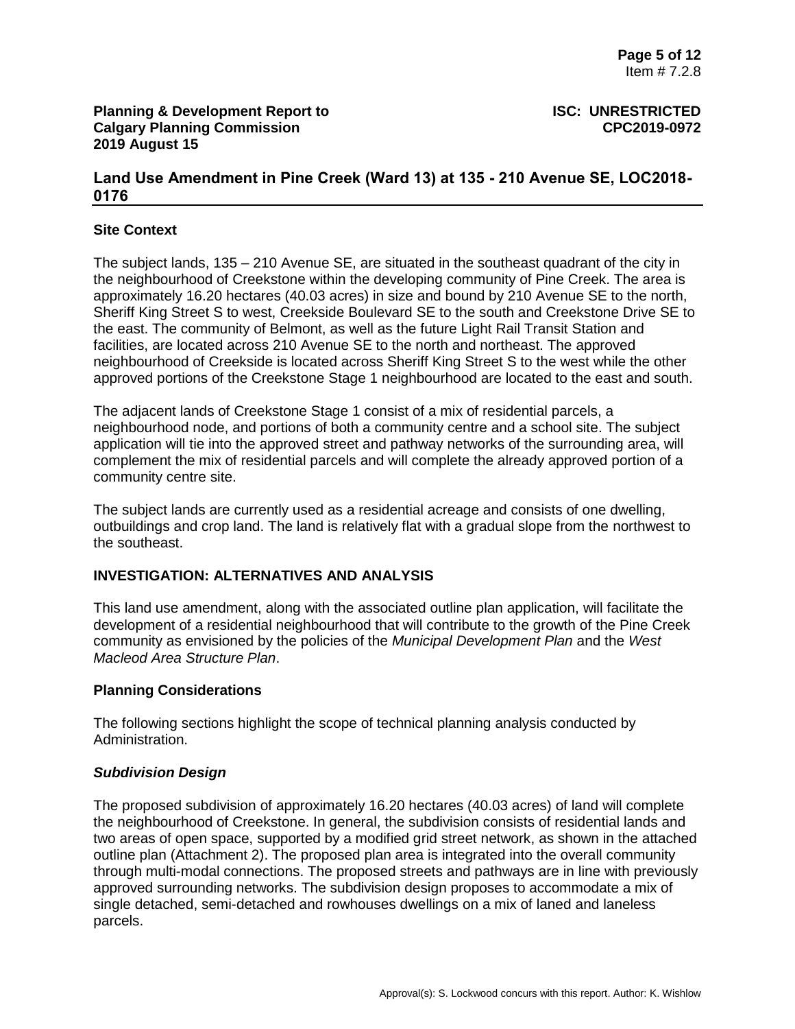## Site Context

The subject lands, 135 – 210 Avenue SE, are situated in the southeast quadrant of the city in the neighbourhood of Creekstone within the developing community of Pine Creek. The area is approximately 16.20 hectares (40.03 acres) in size and bound by 210 Avenue SE to the north, Sheriff King Street S to west, Creekside Boulevard SE to the south and Creekstone Drive SE to the east. The community of Belmont, as well as the future Light Rail Transit Station and facilities, are located across 210 Avenue SE to the north and northeast. The approved neighbourhood of Creekside is located across Sheriff King Street S to the west while the other approved portions of the Creekstone Stage 1 neighbourhood are located to the east and south.

The adjacent lands of Creekstone Stage 1 consist of a mix of residential parcels, a neighbourhood node, and portions of both a community centre and a school site. The subject application will tie into the approved street and pathway networks of the surrounding area, will complement the mix of residential parcels and will complete the already approved portion of a community centre site.

The subject lands are currently used as a residential acreage and consists of one dwelling, outbuildings and crop land. The land is relatively flat with a gradual slope from the northwest to the southeast.

## INVESTIGATION: ALTERNATIVES AND ANALYSIS

This land use amendment, along with the associated outline plan application, will facilitate the development of a residential neighbourhood that will contribute to the growth of the Pine Creek community as envisioned by the policies of the *Municipal Development Plan* and the *West Macleod Area Structure Plan*.

### Planning Considerations

The following sections highlight the scope of technical planning analysis conducted by Administration.

#### *Subdivision Design*

The proposed subdivision of approximately 16.20 hectares (40.03 acres) of land will complete the neighbourhood of Creekstone. In general, the subdivision consists of residential lands and two areas of open space, supported by a modified grid street network, as shown in the attached outline plan (Attachment 2). The proposed plan area is integrated into the overall community through multi-modal connections. The proposed streets and pathways are in line with previously approved surrounding networks. The subdivision design proposes to accommodate a mix of single detached, semi-detached and rowhouses dwellings on a mix of laned and laneless parcels.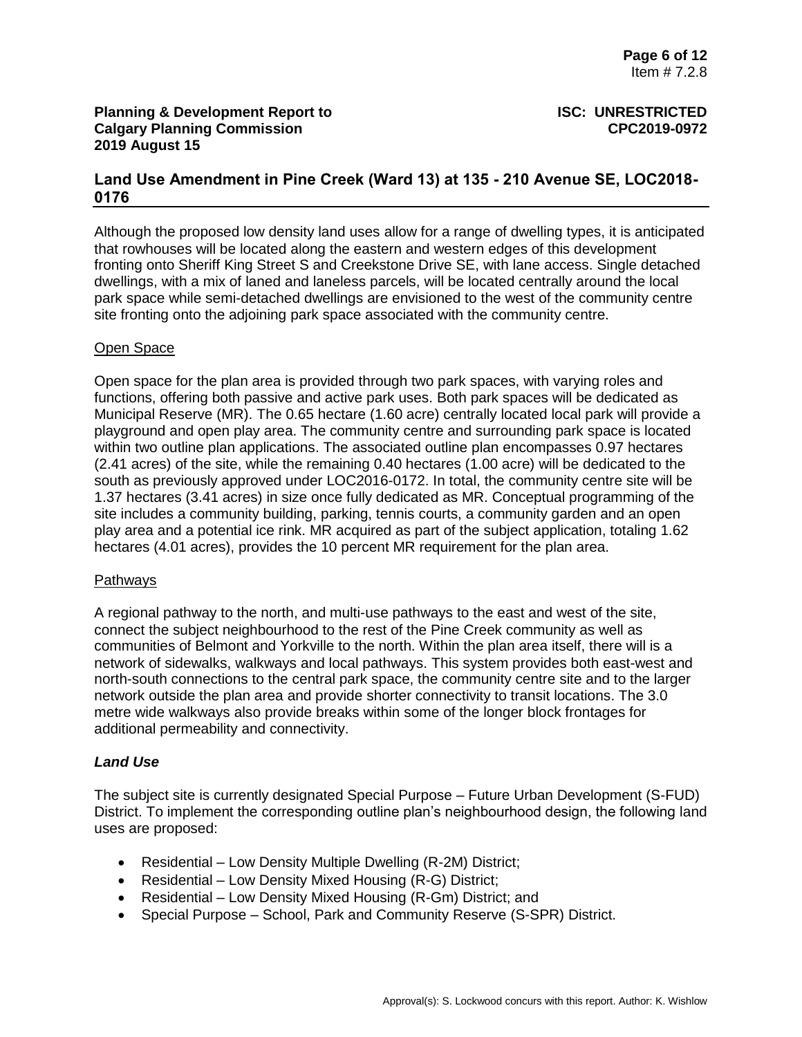Although the proposed low density land uses allow for a range of dwelling types, it is anticipated that rowhouses will be located along the eastern and western edges of this development fronting onto Sheriff King Street S and Creekstone Drive SE, with lane access. Single detached dwellings, with a mix of laned and laneless parcels, will be located centrally around the local park space while semi-detached dwellings are envisioned to the west of the community centre site fronting onto the adjoining park space associated with the community centre.

### Open Space

Open space for the plan area is provided through two park spaces, with varying roles and functions, offering both passive and active park uses. Both park spaces will be dedicated as Municipal Reserve (MR). The 0.65 hectare (1.60 acre) centrally located local park will provide a playground and open play area. The community centre and surrounding park space is located within two outline plan applications. The associated outline plan encompasses 0.97 hectares (2.41 acres) of the site, while the remaining 0.40 hectares (1.00 acre) will be dedicated to the south as previously approved under LOC2016-0172. In total, the community centre site will be 1.37 hectares (3.41 acres) in size once fully dedicated as MR. Conceptual programming of the site includes a community building, parking, tennis courts, a community garden and an open play area and a potential ice rink. MR acquired as part of the subject application, totaling 1.62 hectares (4.01 acres), provides the 10 percent MR requirement for the plan area.

### Pathways

A regional pathway to the north, and multi-use pathways to the east and west of the site, connect the subject neighbourhood to the rest of the Pine Creek community as well as communities of Belmont and Yorkville to the north. Within the plan area itself, there will is a network of sidewalks, walkways and local pathways. This system provides both east-west and north-south connections to the central park space, the community centre site and to the larger network outside the plan area and provide shorter connectivity to transit locations. The 3.0 metre wide walkways also provide breaks within some of the longer block frontages for additional permeability and connectivity.

## *Land Use*

The subject site is currently designated Special Purpose – Future Urban Development (S-FUD) District. To implement the corresponding outline plan's neighbourhood design, the following land uses are proposed:

- Residential – Low Density Multiple Dwelling (R-2M) District;
- Residential – Low Density Mixed Housing (R-G) District;
- Residential – Low Density Mixed Housing (R-Gm) District; and
- Special Purpose – School, Park and Community Reserve (S-SPR) District.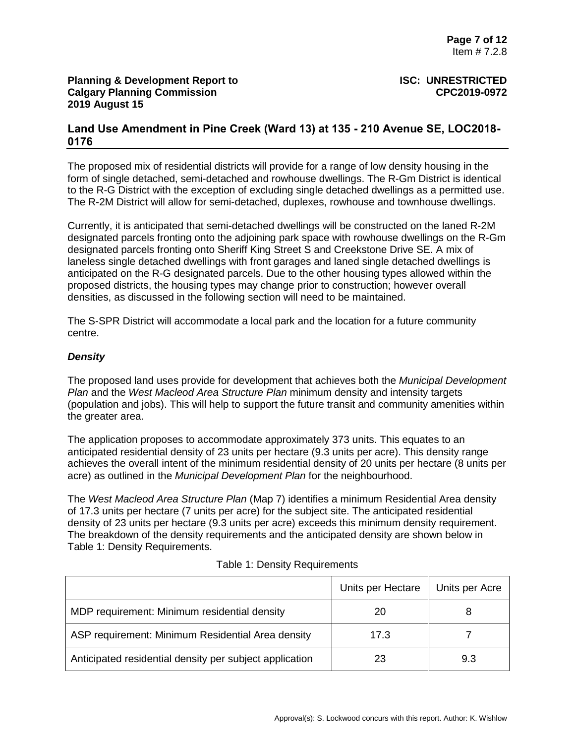The proposed mix of residential districts will provide for a range of low density housing in the form of single detached, semi-detached and rowhouse dwellings. The R-Gm District is identical to the R-G District with the exception of excluding single detached dwellings as a permitted use. The R-2M District will allow for semi-detached, duplexes, rowhouse and townhouse dwellings.

Currently, it is anticipated that semi-detached dwellings will be constructed on the laned R-2M designated parcels fronting onto the adjoining park space with rowhouse dwellings on the R-Gm designated parcels fronting onto Sheriff King Street S and Creekstone Drive SE. A mix of laneless single detached dwellings with front garages and laned single detached dwellings is anticipated on the R-G designated parcels. Due to the other housing types allowed within the proposed districts, the housing types may change prior to construction; however overall densities, as discussed in the following section will need to be maintained.

The S-SPR District will accommodate a local park and the location for a future community centre.

***Density***

The proposed land uses provide for development that achieves both the *Municipal Development Plan* and the *West Macleod Area Structure Plan* minimum density and intensity targets (population and jobs). This will help to support the future transit and community amenities within the greater area.

The application proposes to accommodate approximately 373 units. This equates to an anticipated residential density of 23 units per hectare (9.3 units per acre). This density range achieves the overall intent of the minimum residential density of 20 units per hectare (8 units per acre) as outlined in the *Municipal Development Plan* for the neighbourhood.

The *West Macleod Area Structure Plan* (Map 7) identifies a minimum Residential Area density of 17.3 units per hectare (7 units per acre) for the subject site. The anticipated residential density of 23 units per hectare (9.3 units per acre) exceeds this minimum density requirement. The breakdown of the density requirements and the anticipated density are shown below in Table 1: Density Requirements.

Table 1: Density Requirements

| | Units per Hectare | Units per Acre |
|---|---|---|
| MDP requirement: Minimum residential density | 20 | 8 |
| ASP requirement: Minimum Residential Area density | 17.3 | 7 |
| Anticipated residential density per subject application | 23 | 9.3 |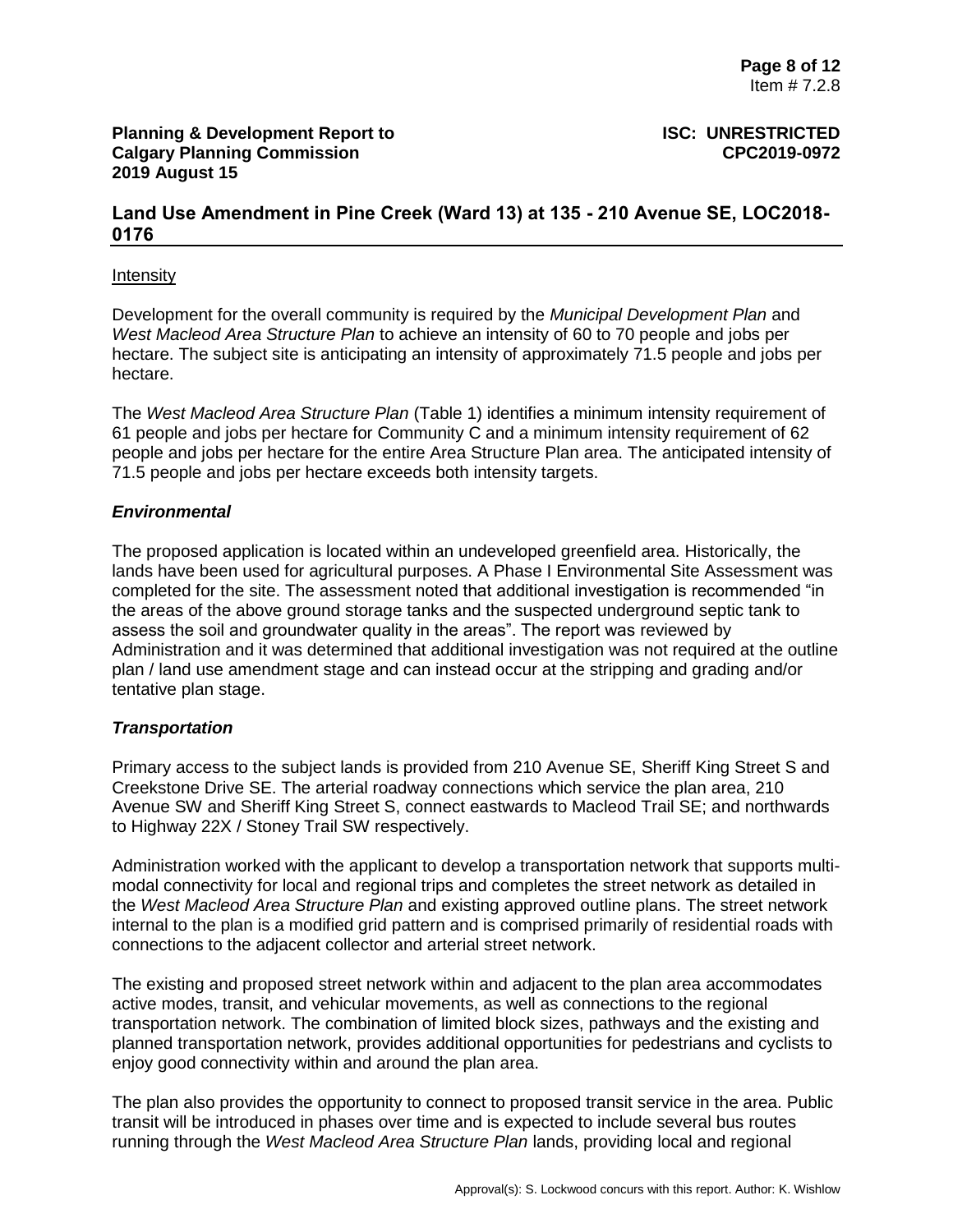Intensity

Development for the overall community is required by the *Municipal Development Plan* and *West Macleod Area Structure Plan* to achieve an intensity of 60 to 70 people and jobs per hectare. The subject site is anticipating an intensity of approximately 71.5 people and jobs per hectare.

The *West Macleod Area Structure Plan* (Table 1) identifies a minimum intensity requirement of 61 people and jobs per hectare for Community C and a minimum intensity requirement of 62 people and jobs per hectare for the entire Area Structure Plan area. The anticipated intensity of 71.5 people and jobs per hectare exceeds both intensity targets.

### *Environmental*

The proposed application is located within an undeveloped greenfield area. Historically, the lands have been used for agricultural purposes. A Phase I Environmental Site Assessment was completed for the site. The assessment noted that additional investigation is recommended "in the areas of the above ground storage tanks and the suspected underground septic tank to assess the soil and groundwater quality in the areas". The report was reviewed by Administration and it was determined that additional investigation was not required at the outline plan / land use amendment stage and can instead occur at the stripping and grading and/or tentative plan stage.

### *Transportation*

Primary access to the subject lands is provided from 210 Avenue SE, Sheriff King Street S and Creekstone Drive SE. The arterial roadway connections which service the plan area, 210 Avenue SW and Sheriff King Street S, connect eastwards to Macleod Trail SE; and northwards to Highway 22X / Stoney Trail SW respectively.

Administration worked with the applicant to develop a transportation network that supports multi-modal connectivity for local and regional trips and completes the street network as detailed in the *West Macleod Area Structure Plan* and existing approved outline plans. The street network internal to the plan is a modified grid pattern and is comprised primarily of residential roads with connections to the adjacent collector and arterial street network.

The existing and proposed street network within and adjacent to the plan area accommodates active modes, transit, and vehicular movements, as well as connections to the regional transportation network. The combination of limited block sizes, pathways and the existing and planned transportation network, provides additional opportunities for pedestrians and cyclists to enjoy good connectivity within and around the plan area.

The plan also provides the opportunity to connect to proposed transit service in the area. Public transit will be introduced in phases over time and is expected to include several bus routes running through the *West Macleod Area Structure Plan* lands, providing local and regional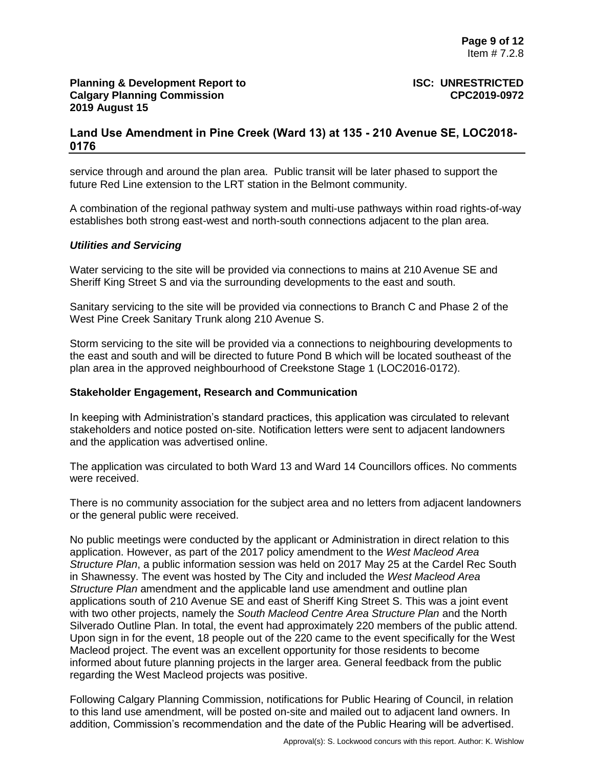service through and around the plan area. Public transit will be later phased to support the future Red Line extension to the LRT station in the Belmont community.

A combination of the regional pathway system and multi-use pathways within road rights-of-way establishes both strong east-west and north-south connections adjacent to the plan area.

### *Utilities and Servicing*

Water servicing to the site will be provided via connections to mains at 210 Avenue SE and Sheriff King Street S and via the surrounding developments to the east and south.

Sanitary servicing to the site will be provided via connections to Branch C and Phase 2 of the West Pine Creek Sanitary Trunk along 210 Avenue S.

Storm servicing to the site will be provided via a connections to neighbouring developments to the east and south and will be directed to future Pond B which will be located southeast of the plan area in the approved neighbourhood of Creekstone Stage 1 (LOC2016-0172).

## Stakeholder Engagement, Research and Communication

In keeping with Administration's standard practices, this application was circulated to relevant stakeholders and notice posted on-site. Notification letters were sent to adjacent landowners and the application was advertised online.

The application was circulated to both Ward 13 and Ward 14 Councillors offices. No comments were received.

There is no community association for the subject area and no letters from adjacent landowners or the general public were received.

No public meetings were conducted by the applicant or Administration in direct relation to this application. However, as part of the 2017 policy amendment to the *West Macleod Area Structure Plan*, a public information session was held on 2017 May 25 at the Cardel Rec South in Shawnessy. The event was hosted by The City and included the *West Macleod Area Structure Plan* amendment and the applicable land use amendment and outline plan applications south of 210 Avenue SE and east of Sheriff King Street S. This was a joint event with two other projects, namely the *South Macleod Centre Area Structure Plan* and the North Silverado Outline Plan. In total, the event had approximately 220 members of the public attend. Upon sign in for the event, 18 people out of the 220 came to the event specifically for the West Macleod project. The event was an excellent opportunity for those residents to become informed about future planning projects in the larger area. General feedback from the public regarding the West Macleod projects was positive.

Following Calgary Planning Commission, notifications for Public Hearing of Council, in relation to this land use amendment, will be posted on-site and mailed out to adjacent land owners. In addition, Commission's recommendation and the date of the Public Hearing will be advertised.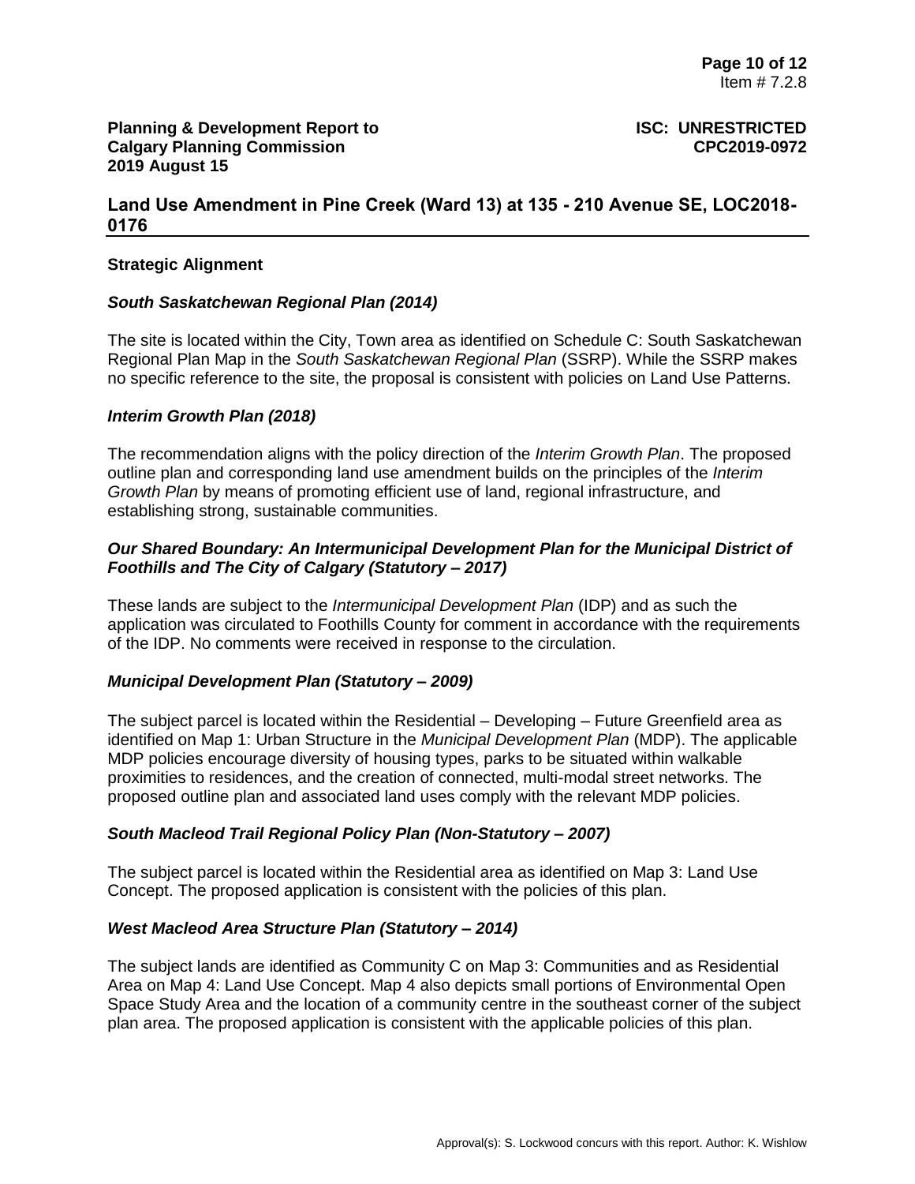## Strategic Alignment

### *South Saskatchewan Regional Plan (2014)*

The site is located within the City, Town area as identified on Schedule C: South Saskatchewan Regional Plan Map in the *South Saskatchewan Regional Plan* (SSRP). While the SSRP makes no specific reference to the site, the proposal is consistent with policies on Land Use Patterns.

### *Interim Growth Plan (2018)*

The recommendation aligns with the policy direction of the *Interim Growth Plan*. The proposed outline plan and corresponding land use amendment builds on the principles of the *Interim Growth Plan* by means of promoting efficient use of land, regional infrastructure, and establishing strong, sustainable communities.

### *Our Shared Boundary: An Intermunicipal Development Plan for the Municipal District of Foothills and The City of Calgary (Statutory – 2017)*

These lands are subject to the *Intermunicipal Development Plan* (IDP) and as such the application was circulated to Foothills County for comment in accordance with the requirements of the IDP. No comments were received in response to the circulation.

### *Municipal Development Plan (Statutory – 2009)*

The subject parcel is located within the Residential – Developing – Future Greenfield area as identified on Map 1: Urban Structure in the *Municipal Development Plan* (MDP). The applicable MDP policies encourage diversity of housing types, parks to be situated within walkable proximities to residences, and the creation of connected, multi-modal street networks. The proposed outline plan and associated land uses comply with the relevant MDP policies.

### *South Macleod Trail Regional Policy Plan (Non-Statutory – 2007)*

The subject parcel is located within the Residential area as identified on Map 3: Land Use Concept. The proposed application is consistent with the policies of this plan.

### *West Macleod Area Structure Plan (Statutory – 2014)*

The subject lands are identified as Community C on Map 3: Communities and as Residential Area on Map 4: Land Use Concept. Map 4 also depicts small portions of Environmental Open Space Study Area and the location of a community centre in the southeast corner of the subject plan area. The proposed application is consistent with the applicable policies of this plan.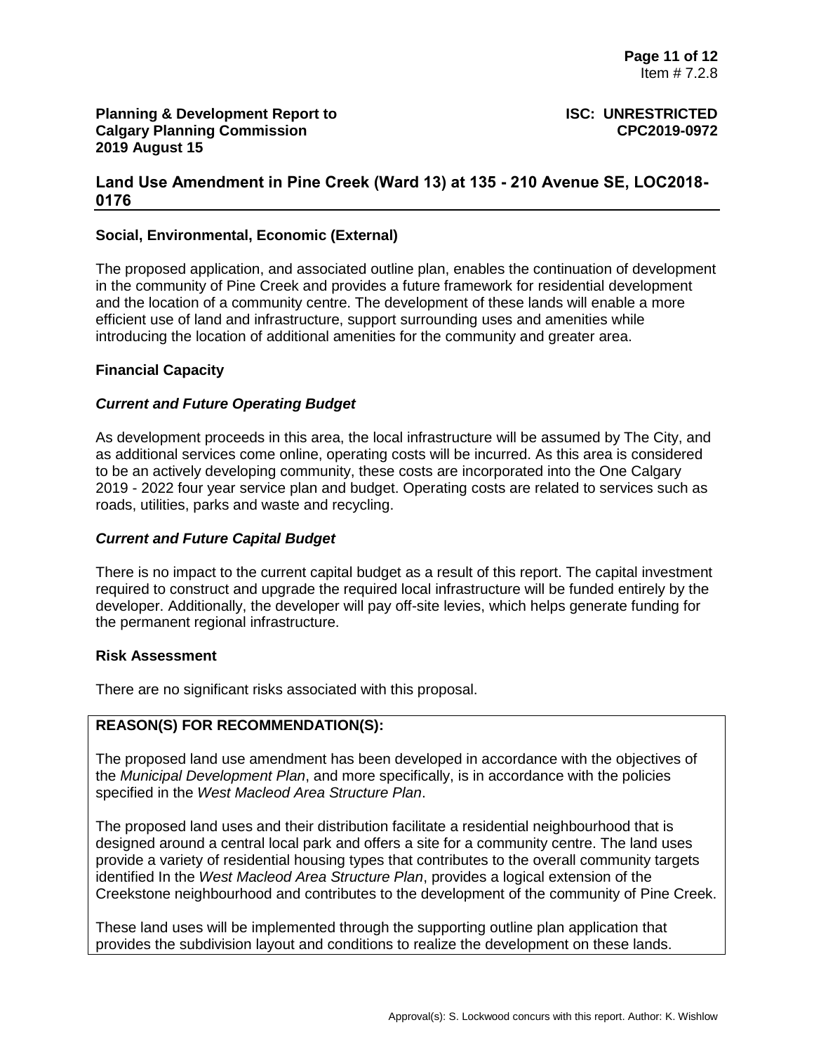## Land Use Amendment in Pine Creek (Ward 13) at 135 - 210 Avenue SE, LOC2018-0176

### Social, Environmental, Economic (External)

The proposed application, and associated outline plan, enables the continuation of development in the community of Pine Creek and provides a future framework for residential development and the location of a community centre. The development of these lands will enable a more efficient use of land and infrastructure, support surrounding uses and amenities while introducing the location of additional amenities for the community and greater area.

### Financial Capacity

#### *Current and Future Operating Budget*

As development proceeds in this area, the local infrastructure will be assumed by The City, and as additional services come online, operating costs will be incurred. As this area is considered to be an actively developing community, these costs are incorporated into the One Calgary 2019 - 2022 four year service plan and budget. Operating costs are related to services such as roads, utilities, parks and waste and recycling.

#### *Current and Future Capital Budget*

There is no impact to the current capital budget as a result of this report. The capital investment required to construct and upgrade the required local infrastructure will be funded entirely by the developer. Additionally, the developer will pay off-site levies, which helps generate funding for the permanent regional infrastructure.

### Risk Assessment

There are no significant risks associated with this proposal.

### REASON(S) FOR RECOMMENDATION(S):

The proposed land use amendment has been developed in accordance with the objectives of the *Municipal Development Plan*, and more specifically, is in accordance with the policies specified in the *West Macleod Area Structure Plan*.

The proposed land uses and their distribution facilitate a residential neighbourhood that is designed around a central local park and offers a site for a community centre. The land uses provide a variety of residential housing types that contributes to the overall community targets identified In the *West Macleod Area Structure Plan*, provides a logical extension of the Creekstone neighbourhood and contributes to the development of the community of Pine Creek.

These land uses will be implemented through the supporting outline plan application that provides the subdivision layout and conditions to realize the development on these lands.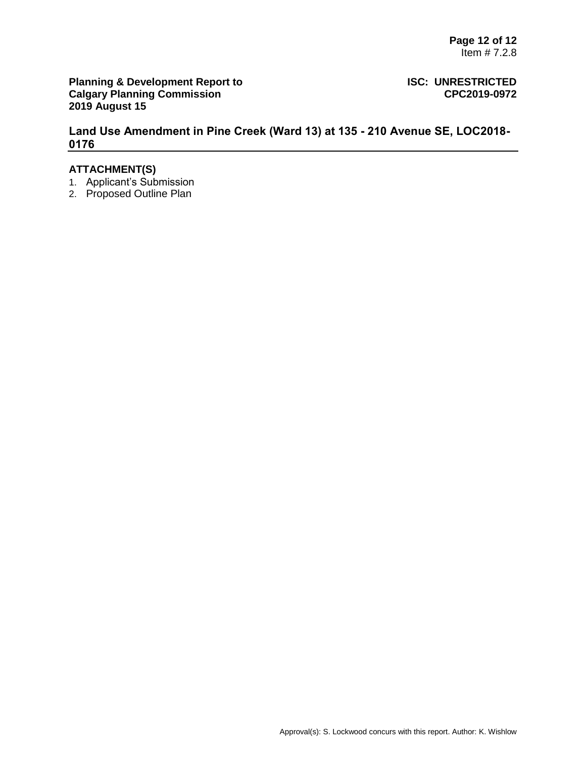## Land Use Amendment in Pine Creek (Ward 13) at 135 - 210 Avenue SE, LOC2018-0176

### ATTACHMENT(S)

1. Applicant's Submission
2. Proposed Outline Plan